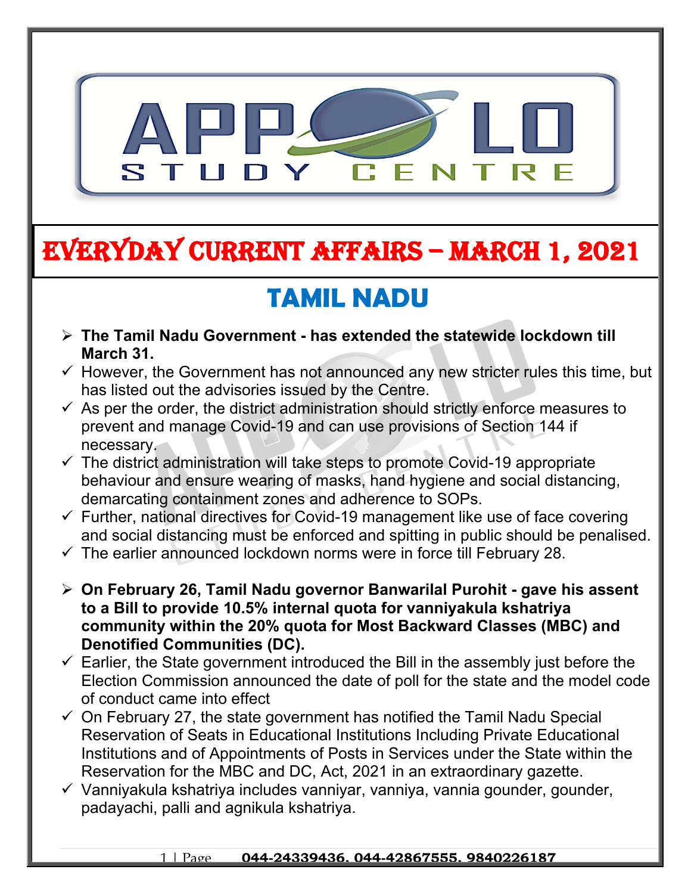# EVERYDAY CURRENT AFFAIRS – MARCH 1, 2021

## TAMIL NADU

- **The Tamil Nadu Government - has extended the statewide lockdown till March 31.**
  - ✓ However, the Government has not announced any new stricter rules this time, but has listed out the advisories issued by the Centre.
  - ✓ As per the order, the district administration should strictly enforce measures to prevent and manage Covid-19 and can use provisions of Section 144 if necessary.
  - ✓ The district administration will take steps to promote Covid-19 appropriate behaviour and ensure wearing of masks, hand hygiene and social distancing, demarcating containment zones and adherence to SOPs.
  - ✓ Further, national directives for Covid-19 management like use of face covering and social distancing must be enforced and spitting in public should be penalised.
  - ✓ The earlier announced lockdown norms were in force till February 28.

- **On February 26, Tamil Nadu governor Banwarilal Purohit - gave his assent to a Bill to provide 10.5% internal quota for vanniyakula kshatriya community within the 20% quota for Most Backward Classes (MBC) and Denotified Communities (DC).**
  - ✓ Earlier, the State government introduced the Bill in the assembly just before the Election Commission announced the date of poll for the state and the model code of conduct came into effect
  - ✓ On February 27, the state government has notified the Tamil Nadu Special Reservation of Seats in Educational Institutions Including Private Educational Institutions and of Appointments of Posts in Services under the State within the Reservation for the MBC and DC, Act, 2021 in an extraordinary gazette.
  - ✓ Vanniyakula kshatriya includes vanniyar, vanniya, vannia gounder, gounder, padayachi, palli and agnikula kshatriya.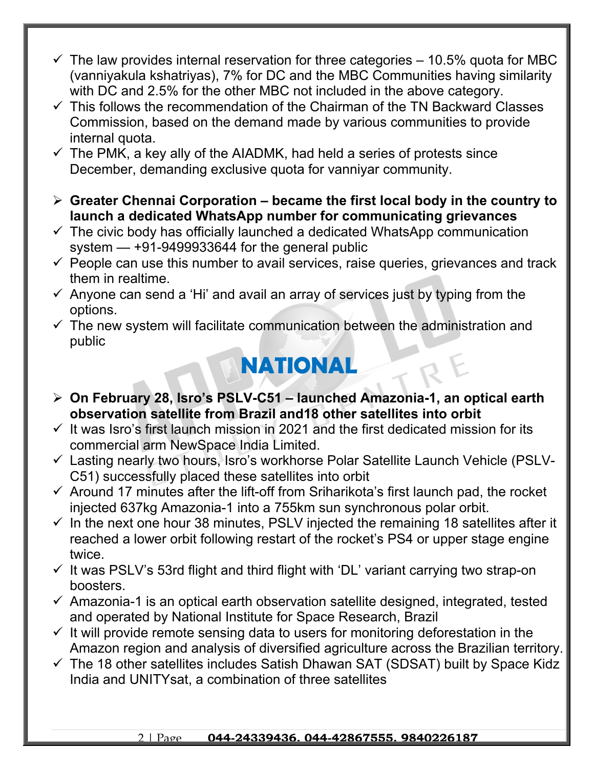- ✓ The law provides internal reservation for three categories – 10.5% quota for MBC (vanniyakula kshatriyas), 7% for DC and the MBC Communities having similarity with DC and 2.5% for the other MBC not included in the above category.
- ✓ This follows the recommendation of the Chairman of the TN Backward Classes Commission, based on the demand made by various communities to provide internal quota.
- ✓ The PMK, a key ally of the AIADMK, had held a series of protests since December, demanding exclusive quota for vanniyar community.

➢ **Greater Chennai Corporation – became the first local body in the country to launch a dedicated WhatsApp number for communicating grievances**

- ✓ The civic body has officially launched a dedicated WhatsApp communication system — +91-9499933644 for the general public
- ✓ People can use this number to avail services, raise queries, grievances and track them in realtime.
- ✓ Anyone can send a 'Hi' and avail an array of services just by typing from the options.
- ✓ The new system will facilitate communication between the administration and public

# NATIONAL

➢ **On February 28, Isro's PSLV-C51 – launched Amazonia-1, an optical earth observation satellite from Brazil and18 other satellites into orbit**

- ✓ It was Isro's first launch mission in 2021 and the first dedicated mission for its commercial arm NewSpace India Limited.
- ✓ Lasting nearly two hours, Isro's workhorse Polar Satellite Launch Vehicle (PSLV-C51) successfully placed these satellites into orbit
- ✓ Around 17 minutes after the lift-off from Sriharikota's first launch pad, the rocket injected 637kg Amazonia-1 into a 755km sun synchronous polar orbit.
- ✓ In the next one hour 38 minutes, PSLV injected the remaining 18 satellites after it reached a lower orbit following restart of the rocket's PS4 or upper stage engine twice.
- ✓ It was PSLV's 53rd flight and third flight with 'DL' variant carrying two strap-on boosters.
- ✓ Amazonia-1 is an optical earth observation satellite designed, integrated, tested and operated by National Institute for Space Research, Brazil
- ✓ It will provide remote sensing data to users for monitoring deforestation in the Amazon region and analysis of diversified agriculture across the Brazilian territory.
- ✓ The 18 other satellites includes Satish Dhawan SAT (SDSAT) built by Space Kidz India and UNITYsat, a combination of three satellites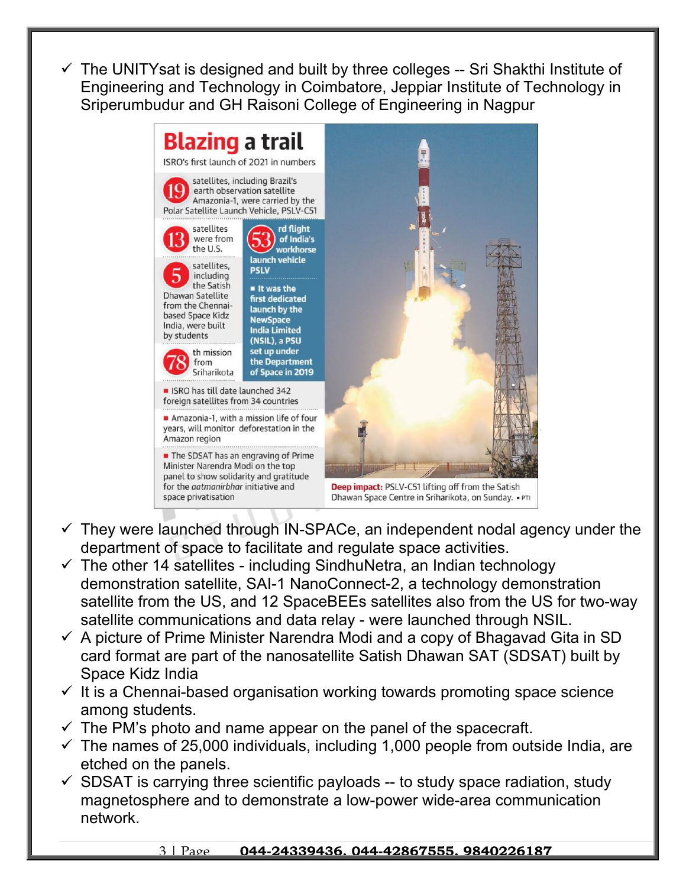- ✓ The UNITYsat is designed and built by three colleges -- Sri Shakthi Institute of Engineering and Technology in Coimbatore, Jeppiar Institute of Technology in Sriperumbudur and GH Raisoni College of Engineering in Nagpur

**Blazing a trail**

ISRO's first launch of 2021 in numbers

- **19** satellites, including Brazil's earth observation satellite Amazonia-1, were carried by the Polar Satellite Launch Vehicle, PSLV-C51
- **13** satellites were from the U.S.
- **5** satellites, including the Satish Dhawan Satellite from the Chennai-based Space Kidz India, were built by students
- **78**th mission from Sriharikota
- **53**rd flight of India's workhorse launch vehicle PSLV
- It was the first dedicated launch by the NewSpace India Limited (NSIL), a PSU set up under the Department of Space in 2019
- ISRO has till date launched 342 foreign satellites from 34 countries
- Amazonia-1, with a mission life of four years, will monitor deforestation in the Amazon region
- The SDSAT has an engraving of Prime Minister Narendra Modi on the top panel to show solidarity and gratitude for the *aatmanirbhar* initiative and space privatisation

**Deep impact:** PSLV-C51 lifting off from the Satish Dhawan Space Centre in Sriharikota, on Sunday. ▪ PTI

- ✓ They were launched through IN-SPACe, an independent nodal agency under the department of space to facilitate and regulate space activities.
- ✓ The other 14 satellites - including SindhuNetra, an Indian technology demonstration satellite, SAI-1 NanoConnect-2, a technology demonstration satellite from the US, and 12 SpaceBEEs satellites also from the US for two-way satellite communications and data relay - were launched through NSIL.
- ✓ A picture of Prime Minister Narendra Modi and a copy of Bhagavad Gita in SD card format are part of the nanosatellite Satish Dhawan SAT (SDSAT) built by Space Kidz India
- ✓ It is a Chennai-based organisation working towards promoting space science among students.
- ✓ The PM's photo and name appear on the panel of the spacecraft.
- ✓ The names of 25,000 individuals, including 1,000 people from outside India, are etched on the panels.
- ✓ SDSAT is carrying three scientific payloads -- to study space radiation, study magnetosphere and to demonstrate a low-power wide-area communication network.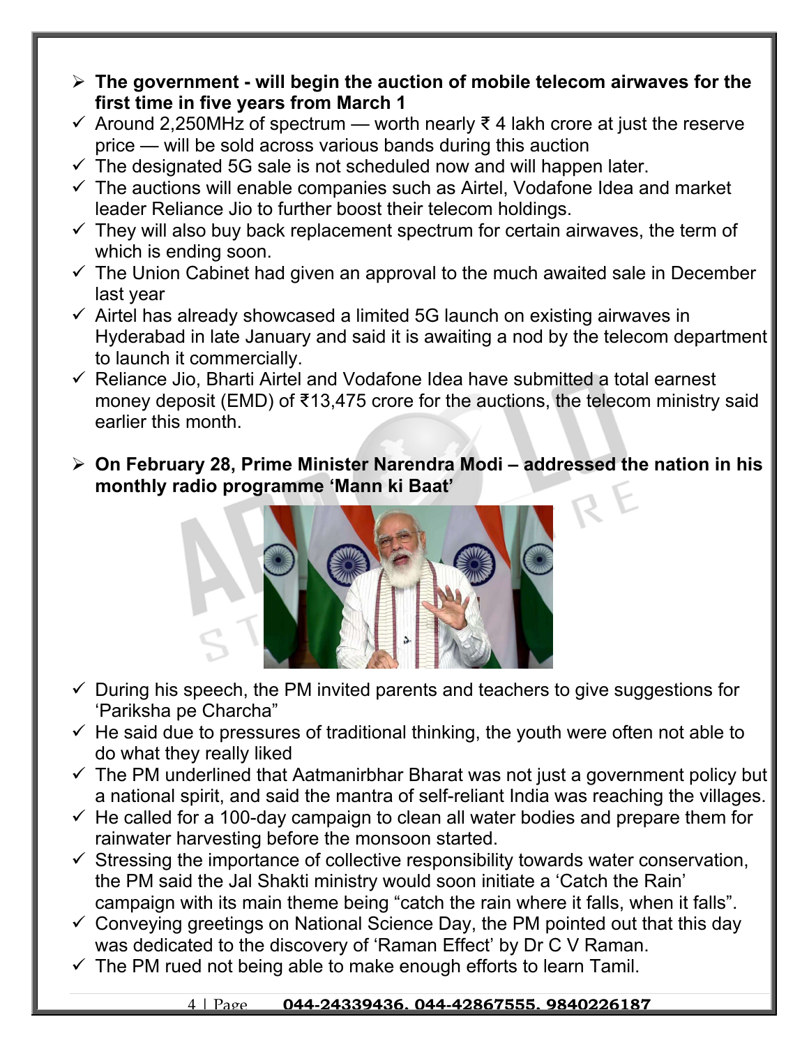- **The government - will begin the auction of mobile telecom airwaves for the first time in five years from March 1**
  - ✓ Around 2,250MHz of spectrum — worth nearly ₹ 4 lakh crore at just the reserve price — will be sold across various bands during this auction
  - ✓ The designated 5G sale is not scheduled now and will happen later.
  - ✓ The auctions will enable companies such as Airtel, Vodafone Idea and market leader Reliance Jio to further boost their telecom holdings.
  - ✓ They will also buy back replacement spectrum for certain airwaves, the term of which is ending soon.
  - ✓ The Union Cabinet had given an approval to the much awaited sale in December last year
  - ✓ Airtel has already showcased a limited 5G launch on existing airwaves in Hyderabad in late January and said it is awaiting a nod by the telecom department to launch it commercially.
  - ✓ Reliance Jio, Bharti Airtel and Vodafone Idea have submitted a total earnest money deposit (EMD) of ₹13,475 crore for the auctions, the telecom ministry said earlier this month.

- **On February 28, Prime Minister Narendra Modi – addressed the nation in his monthly radio programme 'Mann ki Baat'**
  - ✓ During his speech, the PM invited parents and teachers to give suggestions for 'Pariksha pe Charcha"
  - ✓ He said due to pressures of traditional thinking, the youth were often not able to do what they really liked
  - ✓ The PM underlined that Aatmanirbhar Bharat was not just a government policy but a national spirit, and said the mantra of self-reliant India was reaching the villages.
  - ✓ He called for a 100-day campaign to clean all water bodies and prepare them for rainwater harvesting before the monsoon started.
  - ✓ Stressing the importance of collective responsibility towards water conservation, the PM said the Jal Shakti ministry would soon initiate a 'Catch the Rain' campaign with its main theme being "catch the rain where it falls, when it falls".
  - ✓ Conveying greetings on National Science Day, the PM pointed out that this day was dedicated to the discovery of 'Raman Effect' by Dr C V Raman.
  - ✓ The PM rued not being able to make enough efforts to learn Tamil.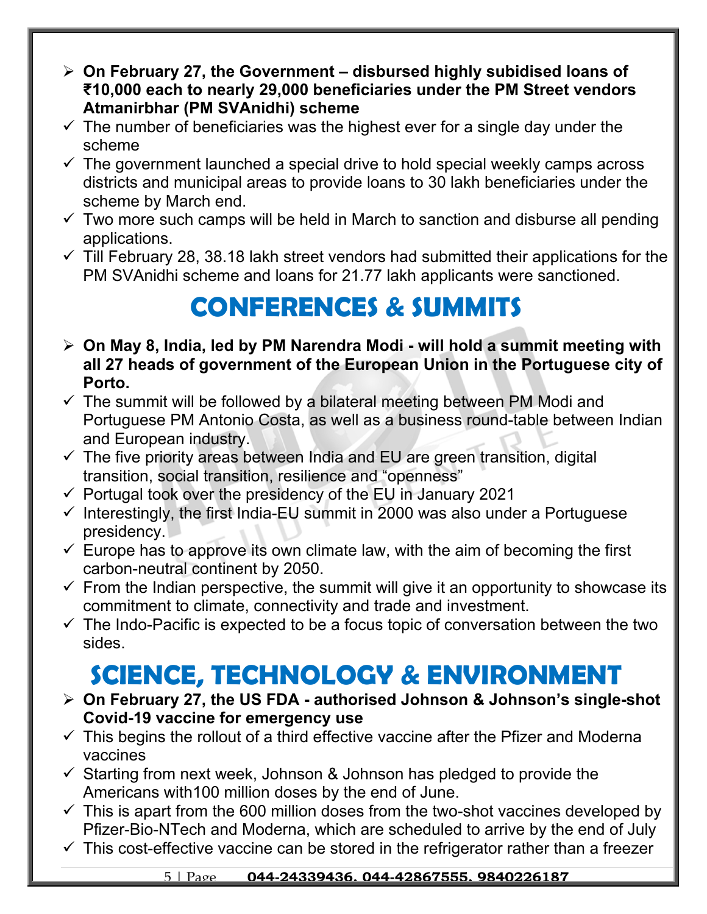- **On February 27, the Government – disbursed highly subidised loans of ₹10,000 each to nearly 29,000 beneficiaries under the PM Street vendors Atmanirbhar (PM SVAnidhi) scheme**
  - ✓ The number of beneficiaries was the highest ever for a single day under the scheme
  - ✓ The government launched a special drive to hold special weekly camps across districts and municipal areas to provide loans to 30 lakh beneficiaries under the scheme by March end.
  - ✓ Two more such camps will be held in March to sanction and disburse all pending applications.
  - ✓ Till February 28, 38.18 lakh street vendors had submitted their applications for the PM SVAnidhi scheme and loans for 21.77 lakh applicants were sanctioned.

# CONFERENCES & SUMMITS

- **On May 8, India, led by PM Narendra Modi - will hold a summit meeting with all 27 heads of government of the European Union in the Portuguese city of Porto.**
  - ✓ The summit will be followed by a bilateral meeting between PM Modi and Portuguese PM Antonio Costa, as well as a business round-table between Indian and European industry.
  - ✓ The five priority areas between India and EU are green transition, digital transition, social transition, resilience and "openness"
  - ✓ Portugal took over the presidency of the EU in January 2021
  - ✓ Interestingly, the first India-EU summit in 2000 was also under a Portuguese presidency.
  - ✓ Europe has to approve its own climate law, with the aim of becoming the first carbon-neutral continent by 2050.
  - ✓ From the Indian perspective, the summit will give it an opportunity to showcase its commitment to climate, connectivity and trade and investment.
  - ✓ The Indo-Pacific is expected to be a focus topic of conversation between the two sides.

# SCIENCE, TECHNOLOGY & ENVIRONMENT

- **On February 27, the US FDA - authorised Johnson & Johnson's single-shot Covid-19 vaccine for emergency use**
  - ✓ This begins the rollout of a third effective vaccine after the Pfizer and Moderna vaccines
  - ✓ Starting from next week, Johnson & Johnson has pledged to provide the Americans with100 million doses by the end of June.
  - ✓ This is apart from the 600 million doses from the two-shot vaccines developed by Pfizer-Bio-NTech and Moderna, which are scheduled to arrive by the end of July
  - ✓ This cost-effective vaccine can be stored in the refrigerator rather than a freezer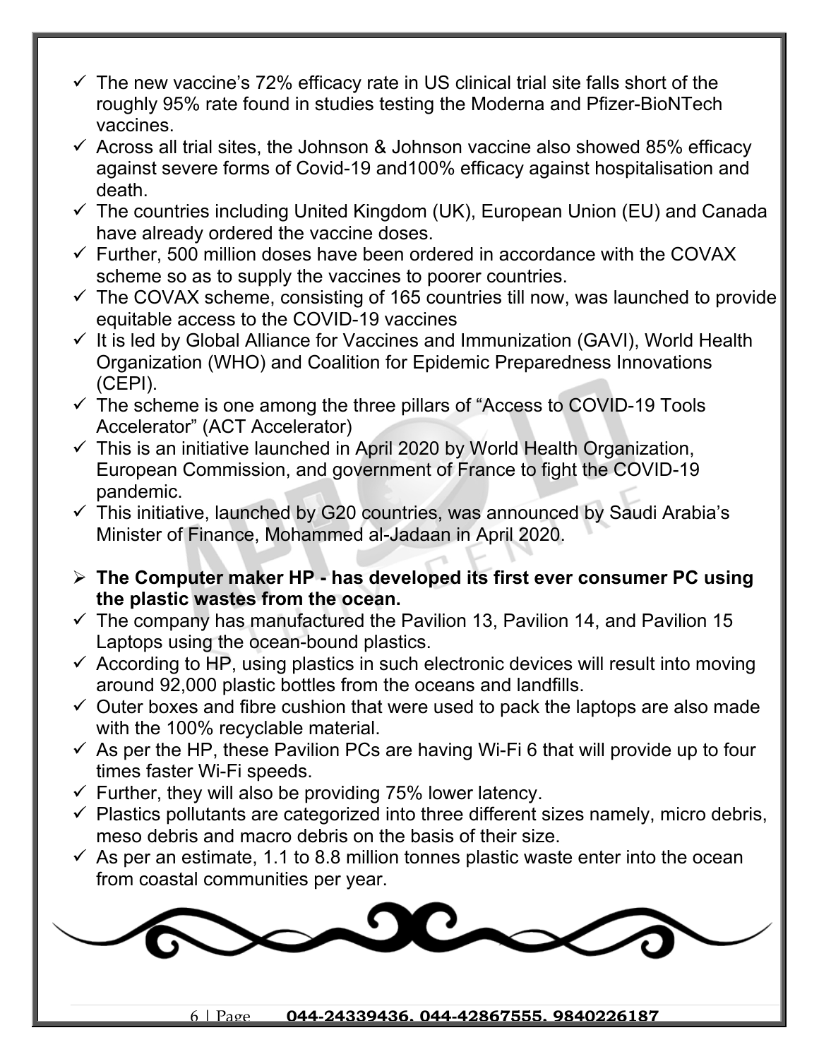- ✓ The new vaccine's 72% efficacy rate in US clinical trial site falls short of the roughly 95% rate found in studies testing the Moderna and Pfizer-BioNTech vaccines.
- ✓ Across all trial sites, the Johnson & Johnson vaccine also showed 85% efficacy against severe forms of Covid-19 and100% efficacy against hospitalisation and death.
- ✓ The countries including United Kingdom (UK), European Union (EU) and Canada have already ordered the vaccine doses.
- ✓ Further, 500 million doses have been ordered in accordance with the COVAX scheme so as to supply the vaccines to poorer countries.
- ✓ The COVAX scheme, consisting of 165 countries till now, was launched to provide equitable access to the COVID-19 vaccines
- ✓ It is led by Global Alliance for Vaccines and Immunization (GAVI), World Health Organization (WHO) and Coalition for Epidemic Preparedness Innovations (CEPI).
- ✓ The scheme is one among the three pillars of "Access to COVID-19 Tools Accelerator" (ACT Accelerator)
- ✓ This is an initiative launched in April 2020 by World Health Organization, European Commission, and government of France to fight the COVID-19 pandemic.
- ✓ This initiative, launched by G20 countries, was announced by Saudi Arabia's Minister of Finance, Mohammed al-Jadaan in April 2020.

- **The Computer maker HP - has developed its first ever consumer PC using the plastic wastes from the ocean.**
- ✓ The company has manufactured the Pavilion 13, Pavilion 14, and Pavilion 15 Laptops using the ocean-bound plastics.
- ✓ According to HP, using plastics in such electronic devices will result into moving around 92,000 plastic bottles from the oceans and landfills.
- ✓ Outer boxes and fibre cushion that were used to pack the laptops are also made with the 100% recyclable material.
- ✓ As per the HP, these Pavilion PCs are having Wi-Fi 6 that will provide up to four times faster Wi-Fi speeds.
- ✓ Further, they will also be providing 75% lower latency.
- ✓ Plastics pollutants are categorized into three different sizes namely, micro debris, meso debris and macro debris on the basis of their size.
- ✓ As per an estimate, 1.1 to 8.8 million tonnes plastic waste enter into the ocean from coastal communities per year.